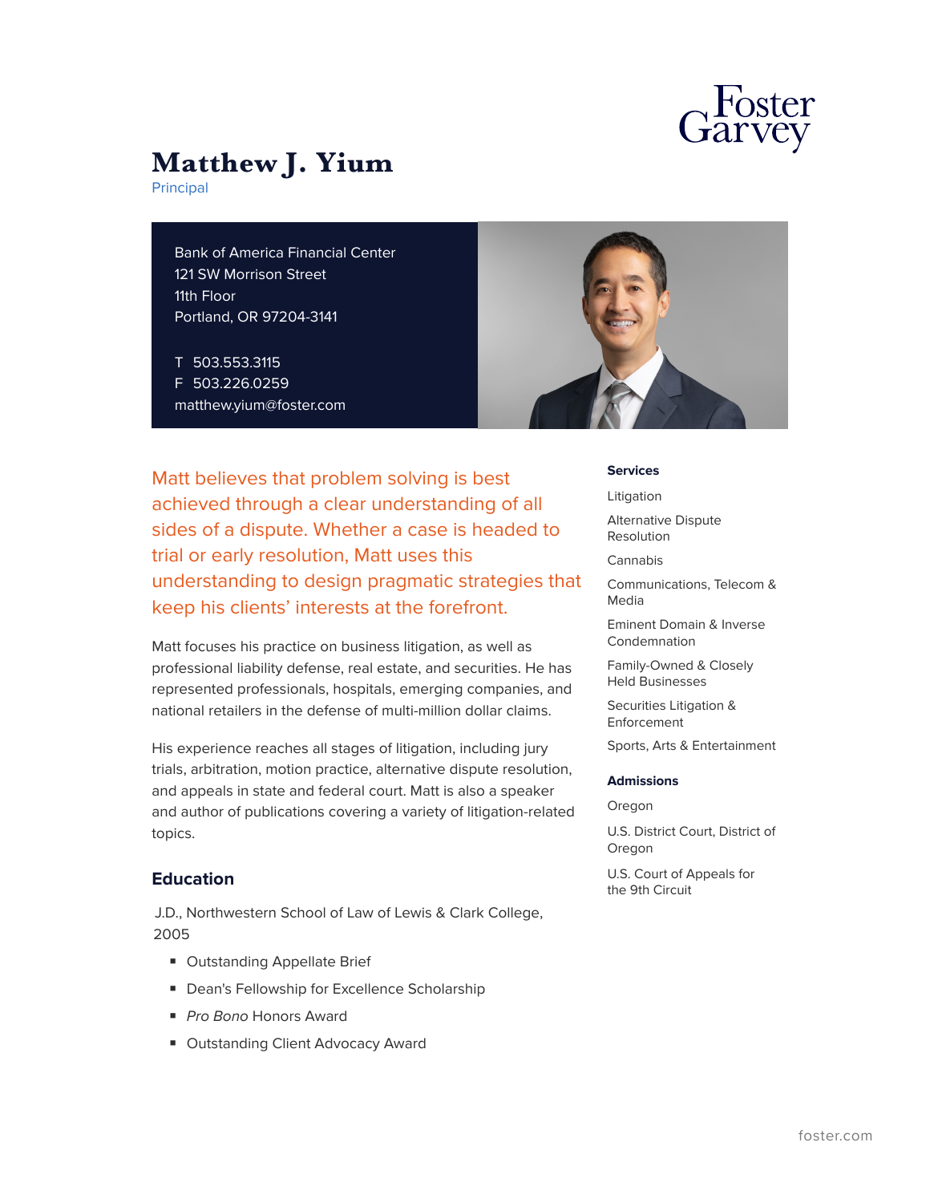# Matthew J. Yium

Principal

Bank of America Financial Center
121 SW Morrison Street
11th Floor
Portland, OR 97204-3141

T 503.553.3115
F 503.226.0259
matthew.yium@foster.com

Matt believes that problem solving is best achieved through a clear understanding of all sides of a dispute. Whether a case is headed to trial or early resolution, Matt uses this understanding to design pragmatic strategies that keep his clients' interests at the forefront.

Matt focuses his practice on business litigation, as well as professional liability defense, real estate, and securities. He has represented professionals, hospitals, emerging companies, and national retailers in the defense of multi-million dollar claims.

His experience reaches all stages of litigation, including jury trials, arbitration, motion practice, alternative dispute resolution, and appeals in state and federal court. Matt is also a speaker and author of publications covering a variety of litigation-related topics.

## Education

J.D., Northwestern School of Law of Lewis & Clark College, 2005

- Outstanding Appellate Brief
- Dean's Fellowship for Excellence Scholarship
- *Pro Bono* Honors Award
- Outstanding Client Advocacy Award

### Services

Litigation

Alternative Dispute Resolution

Cannabis

Communications, Telecom & Media

Eminent Domain & Inverse Condemnation

Family-Owned & Closely Held Businesses

Securities Litigation & Enforcement

Sports, Arts & Entertainment

### Admissions

Oregon

U.S. District Court, District of Oregon

U.S. Court of Appeals for the 9th Circuit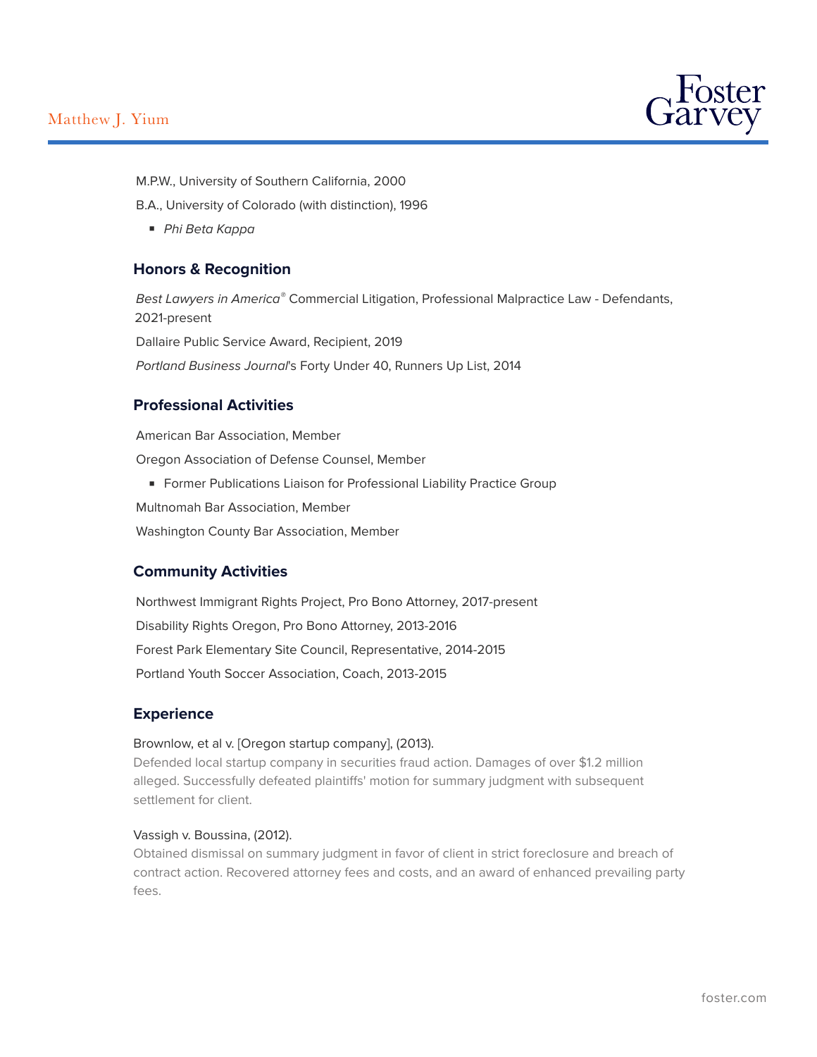M.P.W., University of Southern California, 2000

B.A., University of Colorado (with distinction), 1996

- *Phi Beta Kappa*

## Honors & Recognition

*Best Lawyers in America®* Commercial Litigation, Professional Malpractice Law - Defendants, 2021-present

Dallaire Public Service Award, Recipient, 2019

*Portland Business Journal*'s Forty Under 40, Runners Up List, 2014

## Professional Activities

American Bar Association, Member

Oregon Association of Defense Counsel, Member

- Former Publications Liaison for Professional Liability Practice Group

Multnomah Bar Association, Member

Washington County Bar Association, Member

## Community Activities

Northwest Immigrant Rights Project, Pro Bono Attorney, 2017-present

Disability Rights Oregon, Pro Bono Attorney, 2013-2016

Forest Park Elementary Site Council, Representative, 2014-2015

Portland Youth Soccer Association, Coach, 2013-2015

## Experience

Brownlow, et al v. [Oregon startup company], (2013).

Defended local startup company in securities fraud action. Damages of over $1.2 million alleged. Successfully defeated plaintiffs' motion for summary judgment with subsequent settlement for client.

Vassigh v. Boussina, (2012).

Obtained dismissal on summary judgment in favor of client in strict foreclosure and breach of contract action. Recovered attorney fees and costs, and an award of enhanced prevailing party fees.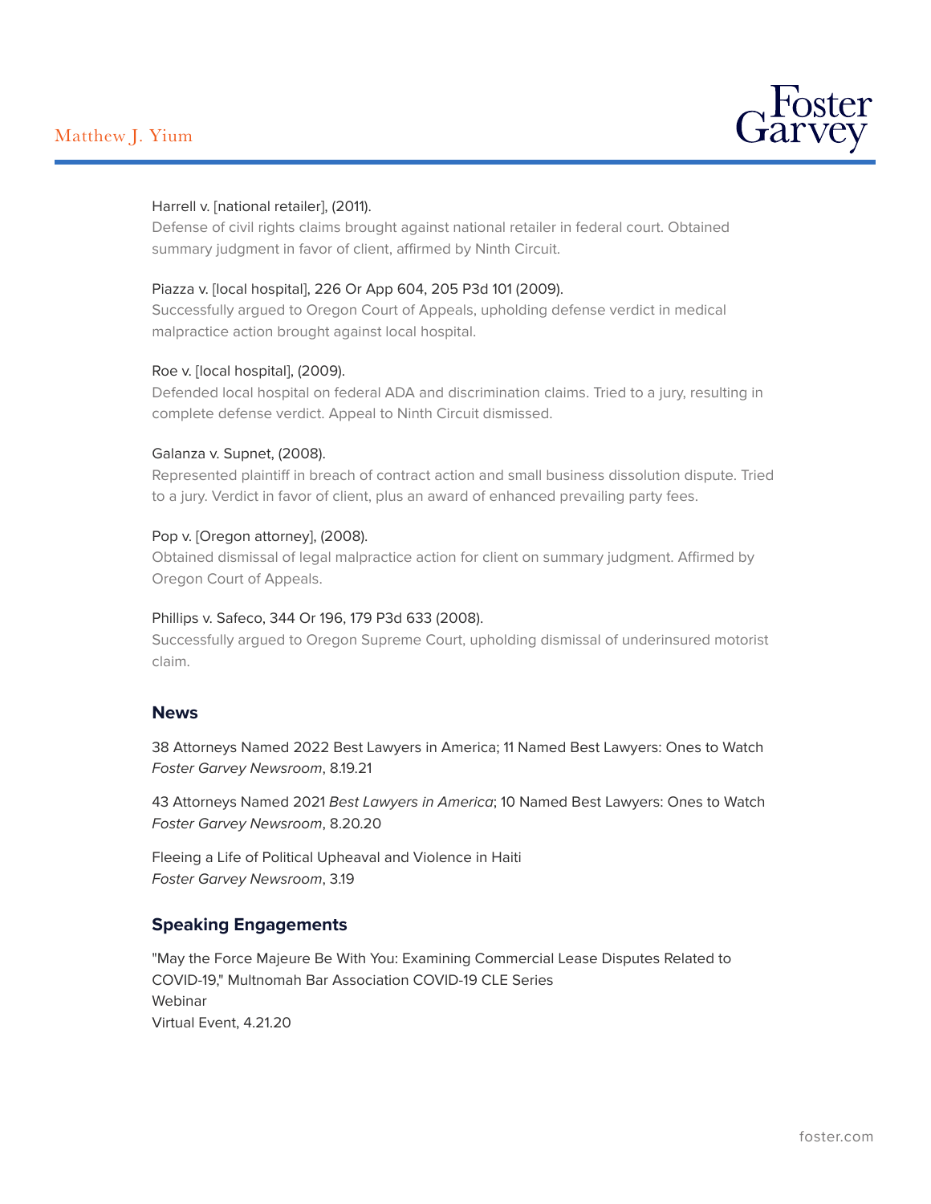Harrell v. [national retailer], (2011).
Defense of civil rights claims brought against national retailer in federal court. Obtained summary judgment in favor of client, affirmed by Ninth Circuit.

Piazza v. [local hospital], 226 Or App 604, 205 P3d 101 (2009).
Successfully argued to Oregon Court of Appeals, upholding defense verdict in medical malpractice action brought against local hospital.

Roe v. [local hospital], (2009).
Defended local hospital on federal ADA and discrimination claims. Tried to a jury, resulting in complete defense verdict. Appeal to Ninth Circuit dismissed.

Galanza v. Supnet, (2008).
Represented plaintiff in breach of contract action and small business dissolution dispute. Tried to a jury. Verdict in favor of client, plus an award of enhanced prevailing party fees.

Pop v. [Oregon attorney], (2008).
Obtained dismissal of legal malpractice action for client on summary judgment. Affirmed by Oregon Court of Appeals.

Phillips v. Safeco, 344 Or 196, 179 P3d 633 (2008).
Successfully argued to Oregon Supreme Court, upholding dismissal of underinsured motorist claim.

## News

38 Attorneys Named 2022 Best Lawyers in America; 11 Named Best Lawyers: Ones to Watch
*Foster Garvey Newsroom*, 8.19.21

43 Attorneys Named 2021 *Best Lawyers in America*; 10 Named Best Lawyers: Ones to Watch
*Foster Garvey Newsroom*, 8.20.20

Fleeing a Life of Political Upheaval and Violence in Haiti
*Foster Garvey Newsroom*, 3.19

## Speaking Engagements

"May the Force Majeure Be With You: Examining Commercial Lease Disputes Related to COVID-19," Multnomah Bar Association COVID-19 CLE Series
Webinar
Virtual Event, 4.21.20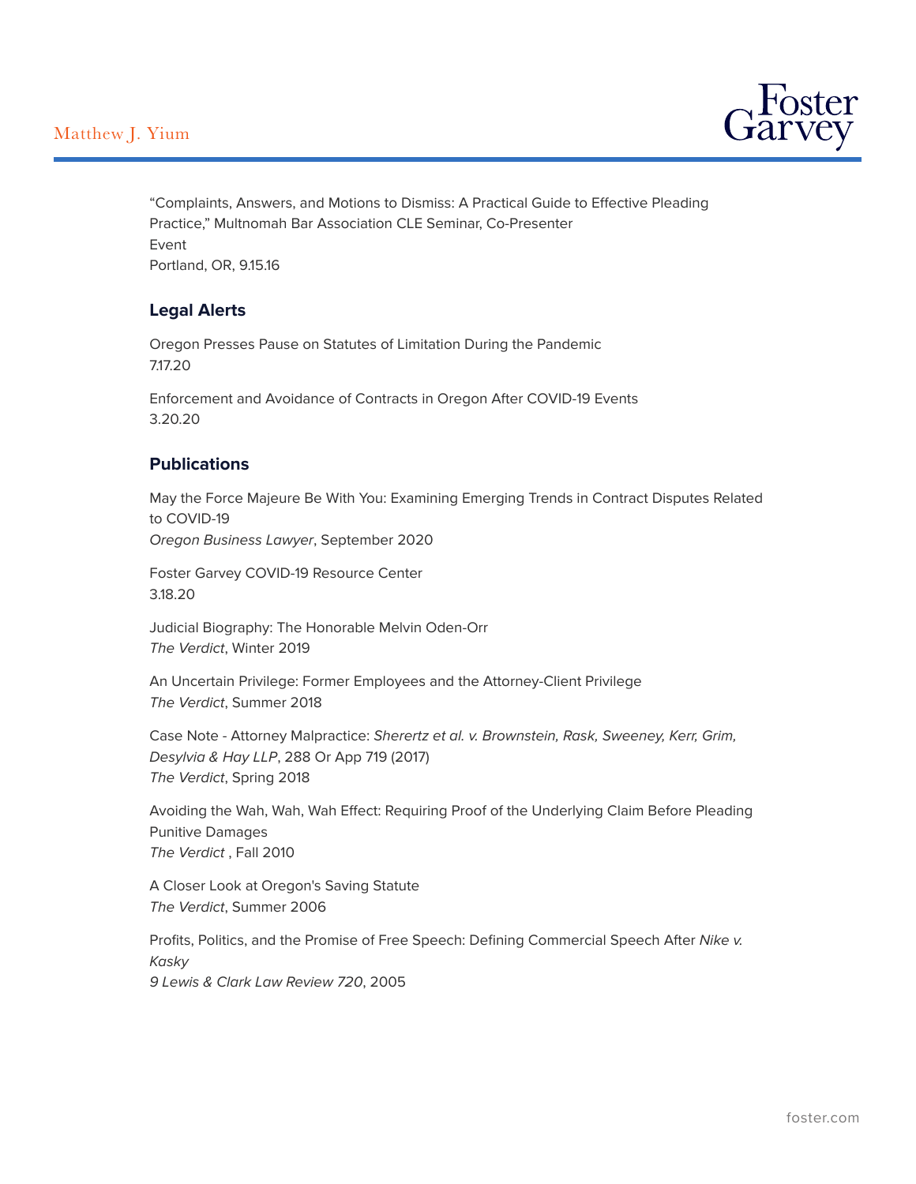"Complaints, Answers, and Motions to Dismiss: A Practical Guide to Effective Pleading Practice," Multnomah Bar Association CLE Seminar, Co-Presenter
Event
Portland, OR, 9.15.16

## Legal Alerts

Oregon Presses Pause on Statutes of Limitation During the Pandemic
7.17.20

Enforcement and Avoidance of Contracts in Oregon After COVID-19 Events
3.20.20

## Publications

May the Force Majeure Be With You: Examining Emerging Trends in Contract Disputes Related to COVID-19
*Oregon Business Lawyer*, September 2020

Foster Garvey COVID-19 Resource Center
3.18.20

Judicial Biography: The Honorable Melvin Oden-Orr
*The Verdict*, Winter 2019

An Uncertain Privilege: Former Employees and the Attorney-Client Privilege
*The Verdict*, Summer 2018

Case Note - Attorney Malpractice: *Sherertz et al. v. Brownstein, Rask, Sweeney, Kerr, Grim, Desylvia & Hay LLP*, 288 Or App 719 (2017)
*The Verdict*, Spring 2018

Avoiding the Wah, Wah, Wah Effect: Requiring Proof of the Underlying Claim Before Pleading Punitive Damages
*The Verdict* , Fall 2010

A Closer Look at Oregon's Saving Statute
*The Verdict*, Summer 2006

Profits, Politics, and the Promise of Free Speech: Defining Commercial Speech After *Nike v. Kasky*
*9 Lewis & Clark Law Review 720*, 2005